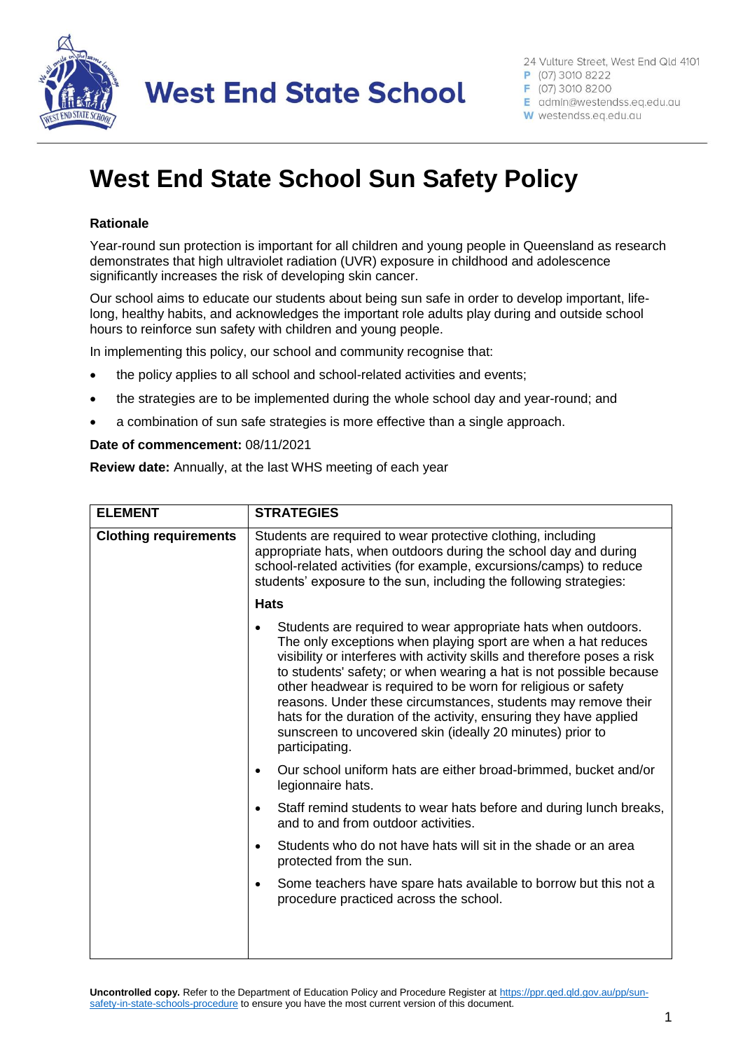West End State School

24 Vulture Street, West End Qld 4101
P (07) 3010 8222
F (07) 3010 8200
E admin@westendss.eq.edu.au
W westendss.eq.edu.au

# West End State School Sun Safety Policy

**Rationale**

Year-round sun protection is important for all children and young people in Queensland as research demonstrates that high ultraviolet radiation (UVR) exposure in childhood and adolescence significantly increases the risk of developing skin cancer.

Our school aims to educate our students about being sun safe in order to develop important, life-long, healthy habits, and acknowledges the important role adults play during and outside school hours to reinforce sun safety with children and young people.

In implementing this policy, our school and community recognise that:

- the policy applies to all school and school-related activities and events;
- the strategies are to be implemented during the whole school day and year-round; and
- a combination of sun safe strategies is more effective than a single approach.

**Date of commencement:** 08/11/2021

**Review date:** Annually, at the last WHS meeting of each year

| ELEMENT | STRATEGIES |
|---|---|
| **Clothing requirements** | Students are required to wear protective clothing, including appropriate hats, when outdoors during the school day and during school-related activities (for example, excursions/camps) to reduce students' exposure to the sun, including the following strategies:<br><br>**Hats**<br><br>• Students are required to wear appropriate hats when outdoors. The only exceptions when playing sport are when a hat reduces visibility or interferes with activity skills and therefore poses a risk to students' safety; or when wearing a hat is not possible because other headwear is required to be worn for religious or safety reasons. Under these circumstances, students may remove their hats for the duration of the activity, ensuring they have applied sunscreen to uncovered skin (ideally 20 minutes) prior to participating.<br><br>• Our school uniform hats are either broad-brimmed, bucket and/or legionnaire hats.<br><br>• Staff remind students to wear hats before and during lunch breaks, and to and from outdoor activities.<br><br>• Students who do not have hats will sit in the shade or an area protected from the sun.<br><br>• Some teachers have spare hats available to borrow but this not a procedure practiced across the school. |

**Uncontrolled copy.** Refer to the Department of Education Policy and Procedure Register at https://ppr.qed.qld.gov.au/pp/sun-safety-in-state-schools-procedure to ensure you have the most current version of this document.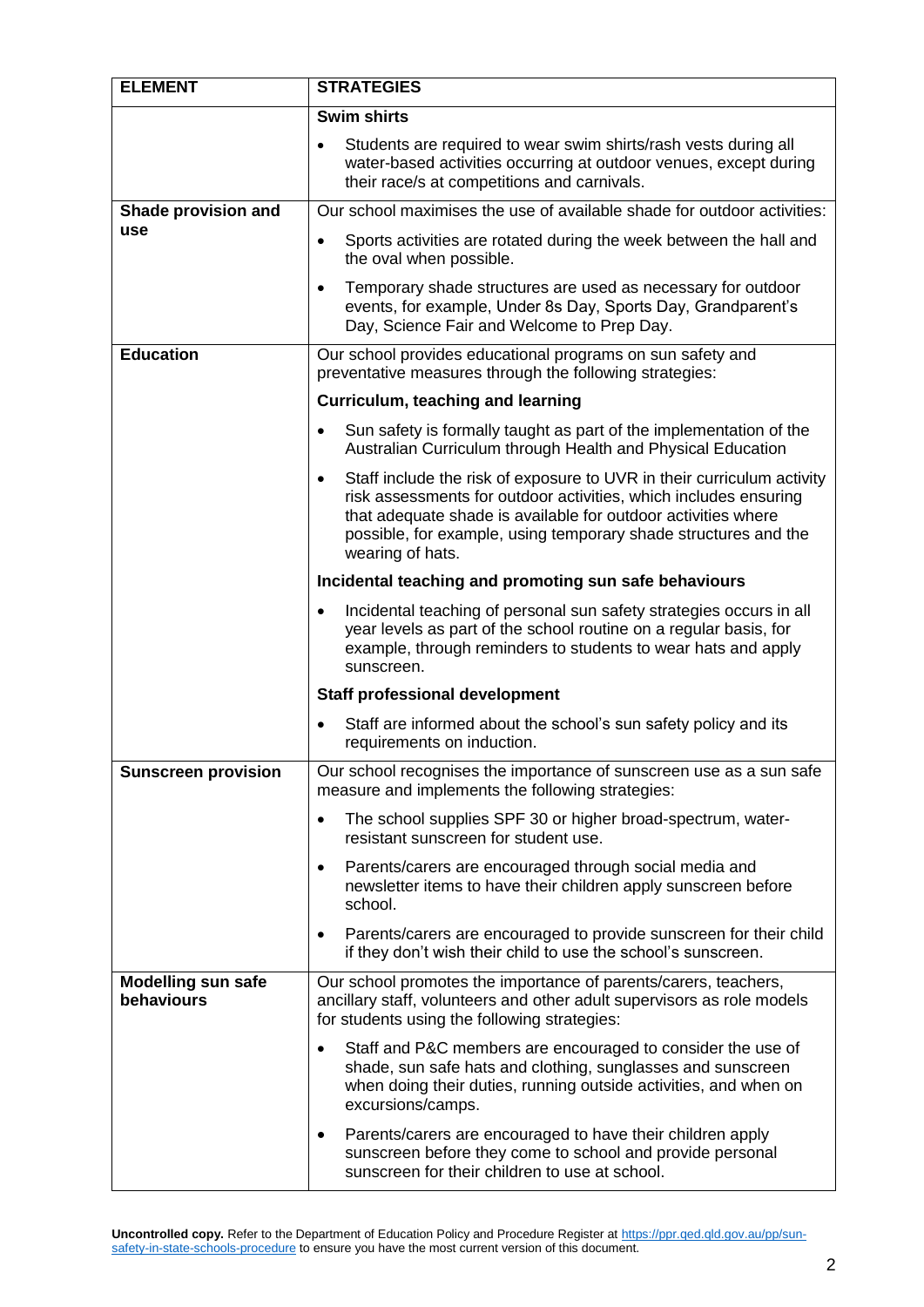| ELEMENT | STRATEGIES |
|---|---|
| | **Swim shirts**<br>• Students are required to wear swim shirts/rash vests during all water-based activities occurring at outdoor venues, except during their race/s at competitions and carnivals. |
| **Shade provision and use** | Our school maximises the use of available shade for outdoor activities:<br>• Sports activities are rotated during the week between the hall and the oval when possible.<br>• Temporary shade structures are used as necessary for outdoor events, for example, Under 8s Day, Sports Day, Grandparent's Day, Science Fair and Welcome to Prep Day. |
| **Education** | Our school provides educational programs on sun safety and preventative measures through the following strategies:<br>**Curriculum, teaching and learning**<br>• Sun safety is formally taught as part of the implementation of the Australian Curriculum through Health and Physical Education<br>• Staff include the risk of exposure to UVR in their curriculum activity risk assessments for outdoor activities, which includes ensuring that adequate shade is available for outdoor activities where possible, for example, using temporary shade structures and the wearing of hats.<br>**Incidental teaching and promoting sun safe behaviours**<br>• Incidental teaching of personal sun safety strategies occurs in all year levels as part of the school routine on a regular basis, for example, through reminders to students to wear hats and apply sunscreen.<br>**Staff professional development**<br>• Staff are informed about the school's sun safety policy and its requirements on induction. |
| **Sunscreen provision** | Our school recognises the importance of sunscreen use as a sun safe measure and implements the following strategies:<br>• The school supplies SPF 30 or higher broad-spectrum, water-resistant sunscreen for student use.<br>• Parents/carers are encouraged through social media and newsletter items to have their children apply sunscreen before school.<br>• Parents/carers are encouraged to provide sunscreen for their child if they don't wish their child to use the school's sunscreen. |
| **Modelling sun safe behaviours** | Our school promotes the importance of parents/carers, teachers, ancillary staff, volunteers and other adult supervisors as role models for students using the following strategies:<br>• Staff and P&C members are encouraged to consider the use of shade, sun safe hats and clothing, sunglasses and sunscreen when doing their duties, running outside activities, and when on excursions/camps.<br>• Parents/carers are encouraged to have their children apply sunscreen before they come to school and provide personal sunscreen for their children to use at school. |

**Uncontrolled copy.** Refer to the Department of Education Policy and Procedure Register at [https://ppr.qed.qld.gov.au/pp/sun-safety-in-state-schools-procedure](https://ppr.qed.qld.gov.au/pp/sun-safety-in-state-schools-procedure) to ensure you have the most current version of this document.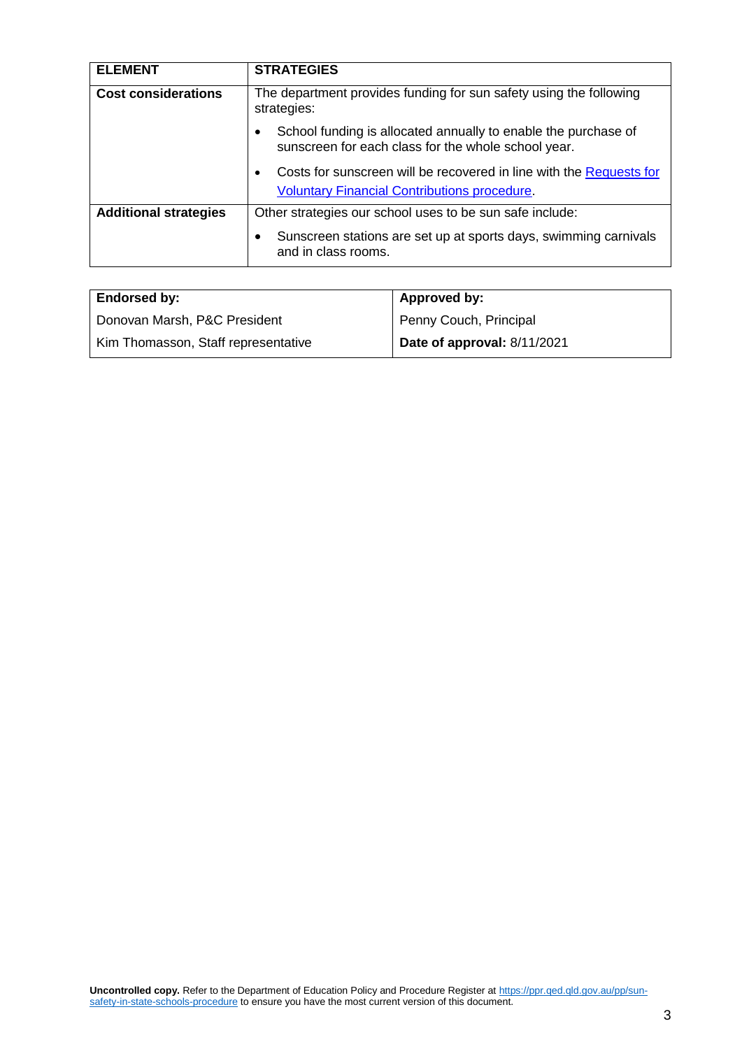| ELEMENT | STRATEGIES |
|---|---|
| **Cost considerations** | The department provides funding for sun safety using the following strategies: <br>• School funding is allocated annually to enable the purchase of sunscreen for each class for the whole school year. <br>• Costs for sunscreen will be recovered in line with the [Requests for Voluntary Financial Contributions procedure](). |
| **Additional strategies** | Other strategies our school uses to be sun safe include: <br>• Sunscreen stations are set up at sports days, swimming carnivals and in class rooms. |

| **Endorsed by:** | **Approved by:** |
|---|---|
| Donovan Marsh, P&C President | Penny Couch, Principal |
| Kim Thomasson, Staff representative | **Date of approval:** 8/11/2021 |

**Uncontrolled copy.** Refer to the Department of Education Policy and Procedure Register at https://ppr.qed.qld.gov.au/pp/sun-safety-in-state-schools-procedure to ensure you have the most current version of this document.